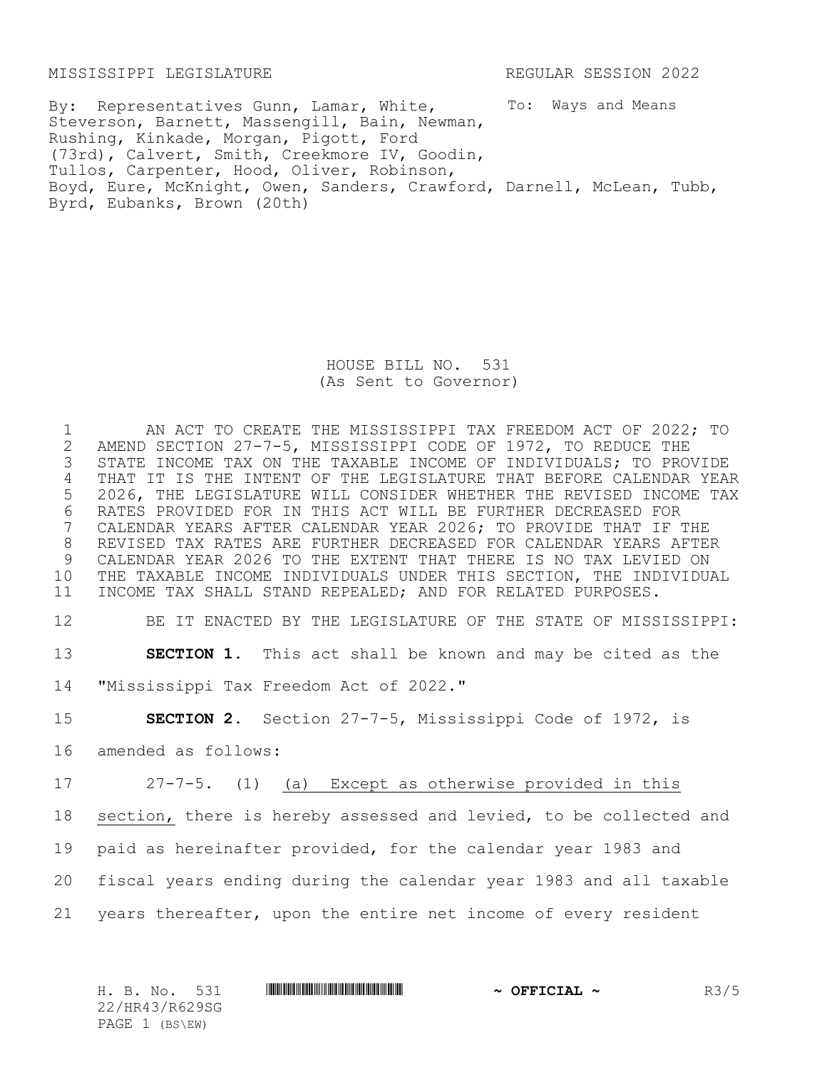MISSISSIPPI LEGISLATURE REGULAR SESSION 2022

By: Representatives Gunn, Lamar, White, Steverson, Barnett, Massengill, Bain, Newman, Rushing, Kinkade, Morgan, Pigott, Ford (73rd), Calvert, Smith, Creekmore IV, Goodin, Tullos, Carpenter, Hood, Oliver, Robinson, Boyd, Eure, McKnight, Owen, Sanders, Crawford, Darnell, McLean, Tubb, Byrd, Eubanks, Brown (20th)

To: Ways and Means

# HOUSE BILL NO. 531
(As Sent to Governor)

AN ACT TO CREATE THE MISSISSIPPI TAX FREEDOM ACT OF 2022; TO AMEND SECTION 27-7-5, MISSISSIPPI CODE OF 1972, TO REDUCE THE STATE INCOME TAX ON THE TAXABLE INCOME OF INDIVIDUALS; TO PROVIDE THAT IT IS THE INTENT OF THE LEGISLATURE THAT BEFORE CALENDAR YEAR 2026, THE LEGISLATURE WILL CONSIDER WHETHER THE REVISED INCOME TAX RATES PROVIDED FOR IN THIS ACT WILL BE FURTHER DECREASED FOR CALENDAR YEARS AFTER CALENDAR YEAR 2026; TO PROVIDE THAT IF THE REVISED TAX RATES ARE FURTHER DECREASED FOR CALENDAR YEARS AFTER CALENDAR YEAR 2026 TO THE EXTENT THAT THERE IS NO TAX LEVIED ON THE TAXABLE INCOME INDIVIDUALS UNDER THIS SECTION, THE INDIVIDUAL INCOME TAX SHALL STAND REPEALED; AND FOR RELATED PURPOSES.

BE IT ENACTED BY THE LEGISLATURE OF THE STATE OF MISSISSIPPI:

**SECTION 1.** This act shall be known and may be cited as the "Mississippi Tax Freedom Act of 2022."

**SECTION 2.** Section 27-7-5, Mississippi Code of 1972, is amended as follows:

27-7-5. (1) (a) Except as otherwise provided in this section, there is hereby assessed and levied, to be collected and paid as hereinafter provided, for the calendar year 1983 and fiscal years ending during the calendar year 1983 and all taxable years thereafter, upon the entire net income of every resident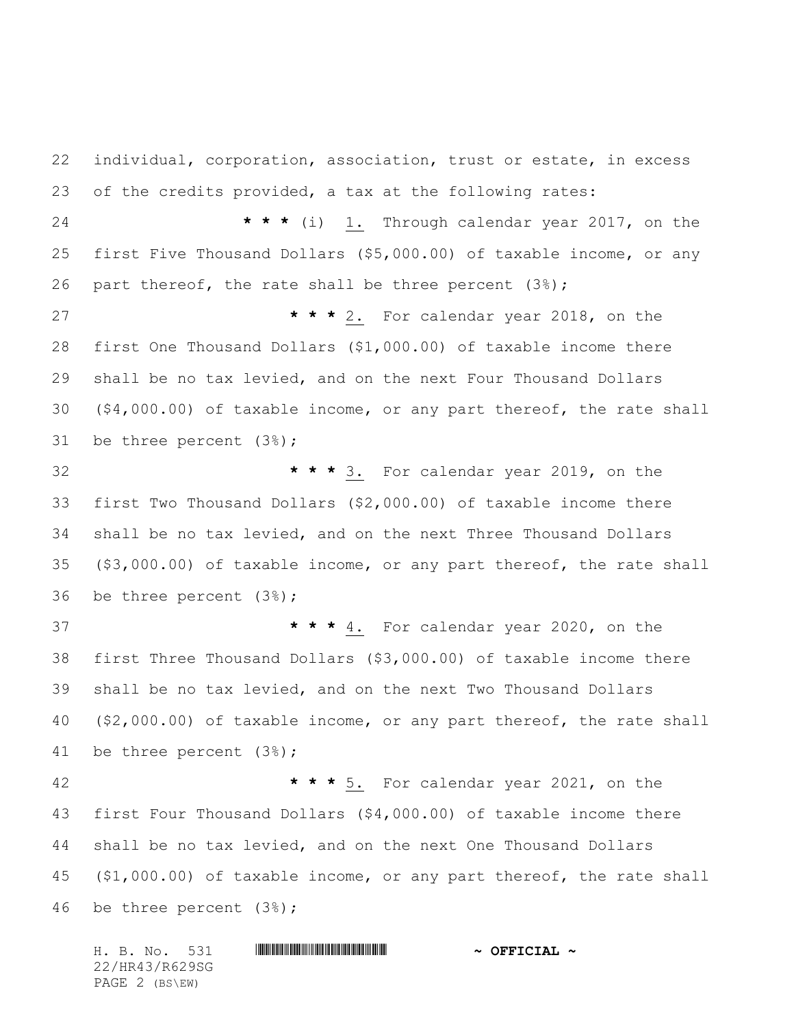individual, corporation, association, trust or estate, in excess of the credits provided, a tax at the following rates:

* * * (i) 1. Through calendar year 2017, on the first Five Thousand Dollars ($5,000.00) of taxable income, or any part thereof, the rate shall be three percent (3%);

* * * 2. For calendar year 2018, on the first One Thousand Dollars ($1,000.00) of taxable income there shall be no tax levied, and on the next Four Thousand Dollars ($4,000.00) of taxable income, or any part thereof, the rate shall be three percent (3%);

* * * 3. For calendar year 2019, on the first Two Thousand Dollars ($2,000.00) of taxable income there shall be no tax levied, and on the next Three Thousand Dollars ($3,000.00) of taxable income, or any part thereof, the rate shall be three percent (3%);

* * * 4. For calendar year 2020, on the first Three Thousand Dollars ($3,000.00) of taxable income there shall be no tax levied, and on the next Two Thousand Dollars ($2,000.00) of taxable income, or any part thereof, the rate shall be three percent (3%);

* * * 5. For calendar year 2021, on the first Four Thousand Dollars ($4,000.00) of taxable income there shall be no tax levied, and on the next One Thousand Dollars ($1,000.00) of taxable income, or any part thereof, the rate shall be three percent (3%);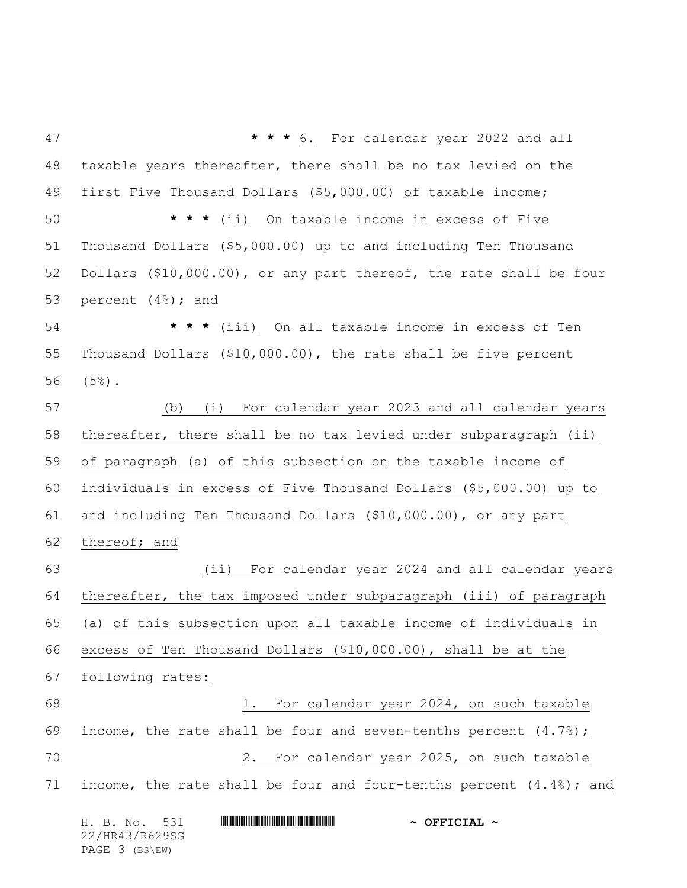**\* \* \*** 6. For calendar year 2022 and all taxable years thereafter, there shall be no tax levied on the first Five Thousand Dollars ($5,000.00) of taxable income;

**\* \* \*** (ii) On taxable income in excess of Five Thousand Dollars ($5,000.00) up to and including Ten Thousand Dollars ($10,000.00), or any part thereof, the rate shall be four percent (4%); and

**\* \* \*** (iii) On all taxable income in excess of Ten Thousand Dollars ($10,000.00), the rate shall be five percent (5%).

(b) (i) For calendar year 2023 and all calendar years thereafter, there shall be no tax levied under subparagraph (ii) of paragraph (a) of this subsection on the taxable income of individuals in excess of Five Thousand Dollars ($5,000.00) up to and including Ten Thousand Dollars ($10,000.00), or any part thereof; and

(ii) For calendar year 2024 and all calendar years thereafter, the tax imposed under subparagraph (iii) of paragraph (a) of this subsection upon all taxable income of individuals in excess of Ten Thousand Dollars ($10,000.00), shall be at the following rates:

1. For calendar year 2024, on such taxable income, the rate shall be four and seven-tenths percent (4.7%);

2. For calendar year 2025, on such taxable income, the rate shall be four and four-tenths percent (4.4%); and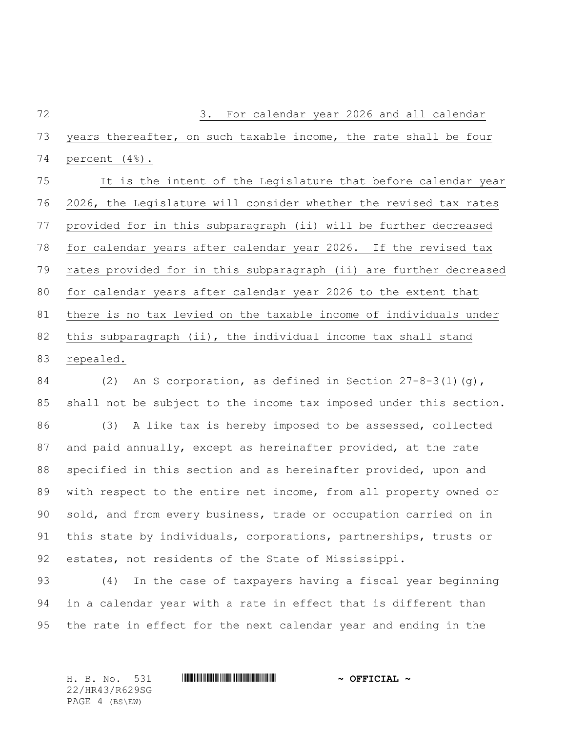3. For calendar year 2026 and all calendar years thereafter, on such taxable income, the rate shall be four percent (4%).

It is the intent of the Legislature that before calendar year 2026, the Legislature will consider whether the revised tax rates provided for in this subparagraph (ii) will be further decreased for calendar years after calendar year 2026. If the revised tax rates provided for in this subparagraph (ii) are further decreased for calendar years after calendar year 2026 to the extent that there is no tax levied on the taxable income of individuals under this subparagraph (ii), the individual income tax shall stand repealed.

(2) An S corporation, as defined in Section 27-8-3(1)(g), shall not be subject to the income tax imposed under this section.

(3) A like tax is hereby imposed to be assessed, collected and paid annually, except as hereinafter provided, at the rate specified in this section and as hereinafter provided, upon and with respect to the entire net income, from all property owned or sold, and from every business, trade or occupation carried on in this state by individuals, corporations, partnerships, trusts or estates, not residents of the State of Mississippi.

(4) In the case of taxpayers having a fiscal year beginning in a calendar year with a rate in effect that is different than the rate in effect for the next calendar year and ending in the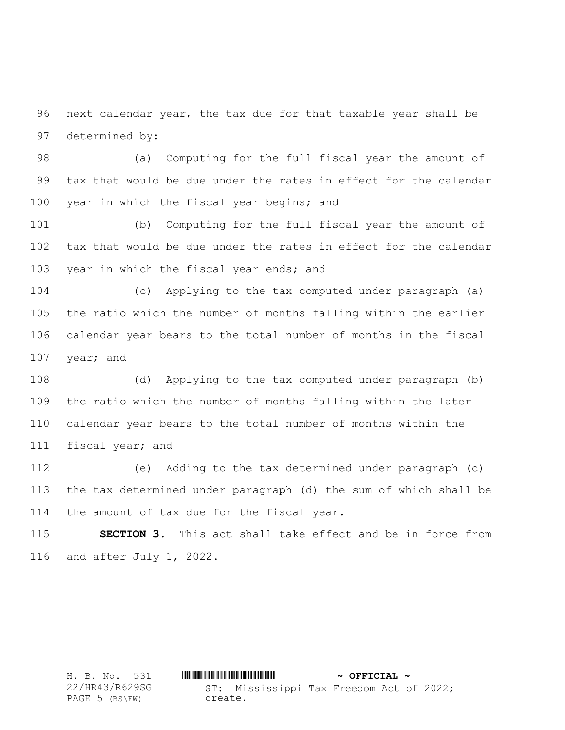next calendar year, the tax due for that taxable year shall be determined by:

(a) Computing for the full fiscal year the amount of tax that would be due under the rates in effect for the calendar year in which the fiscal year begins; and

(b) Computing for the full fiscal year the amount of tax that would be due under the rates in effect for the calendar year in which the fiscal year ends; and

(c) Applying to the tax computed under paragraph (a) the ratio which the number of months falling within the earlier calendar year bears to the total number of months in the fiscal year; and

(d) Applying to the tax computed under paragraph (b) the ratio which the number of months falling within the later calendar year bears to the total number of months within the fiscal year; and

(e) Adding to the tax determined under paragraph (c) the tax determined under paragraph (d) the sum of which shall be the amount of tax due for the fiscal year.

**SECTION 3.** This act shall take effect and be in force from and after July 1, 2022.